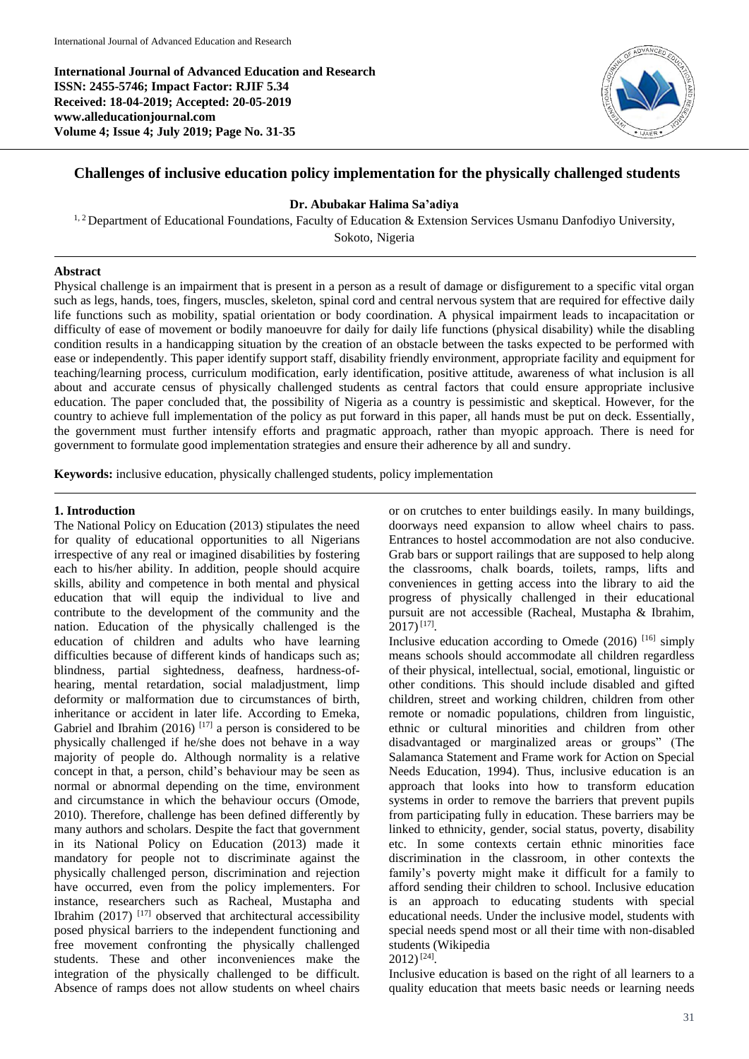**International Journal of Advanced Education and Research**
**ISSN: 2455-5746; Impact Factor: RJIF 5.34**
**Received: 18-04-2019; Accepted: 20-05-2019**
**www.alleducationjournal.com**
**Volume 4; Issue 4; July 2019; Page No. 31-35**

# Challenges of inclusive education policy implementation for the physically challenged students

**Dr. Abubakar Halima Sa'adiya**

[1, 2] Department of Educational Foundations, Faculty of Education & Extension Services Usmanu Danfodiyo University, Sokoto, Nigeria

**Abstract**

Physical challenge is an impairment that is present in a person as a result of damage or disfigurement to a specific vital organ such as legs, hands, toes, fingers, muscles, skeleton, spinal cord and central nervous system that are required for effective daily life functions such as mobility, spatial orientation or body coordination. A physical impairment leads to incapacitation or difficulty of ease of movement or bodily manoeuvre for daily for daily life functions (physical disability) while the disabling condition results in a handicapping situation by the creation of an obstacle between the tasks expected to be performed with ease or independently. This paper identify support staff, disability friendly environment, appropriate facility and equipment for teaching/learning process, curriculum modification, early identification, positive attitude, awareness of what inclusion is all about and accurate census of physically challenged students as central factors that could ensure appropriate inclusive education. The paper concluded that, the possibility of Nigeria as a country is pessimistic and skeptical. However, for the country to achieve full implementation of the policy as put forward in this paper, all hands must be put on deck. Essentially, the government must further intensify efforts and pragmatic approach, rather than myopic approach. There is need for government to formulate good implementation strategies and ensure their adherence by all and sundry.

**Keywords:** inclusive education, physically challenged students, policy implementation

## 1. Introduction

The National Policy on Education (2013) stipulates the need for quality of educational opportunities to all Nigerians irrespective of any real or imagined disabilities by fostering each to his/her ability. In addition, people should acquire skills, ability and competence in both mental and physical education that will equip the individual to live and contribute to the development of the community and the nation. Education of the physically challenged is the education of children and adults who have learning difficulties because of different kinds of handicaps such as; blindness, partial sightedness, deafness, hardness-of-hearing, mental retardation, social maladjustment, limp deformity or malformation due to circumstances of birth, inheritance or accident in later life. According to Emeka, Gabriel and Ibrahim (2016) [17] a person is considered to be physically challenged if he/she does not behave in a way majority of people do. Although normality is a relative concept in that, a person, child's behaviour may be seen as normal or abnormal depending on the time, environment and circumstance in which the behaviour occurs (Omode, 2010). Therefore, challenge has been defined differently by many authors and scholars. Despite the fact that government in its National Policy on Education (2013) made it mandatory for people not to discriminate against the physically challenged person, discrimination and rejection have occurred, even from the policy implementers. For instance, researchers such as Racheal, Mustapha and Ibrahim (2017) [17] observed that architectural accessibility posed physical barriers to the independent functioning and free movement confronting the physically challenged students. These and other inconveniences make the integration of the physically challenged to be difficult. Absence of ramps does not allow students on wheel chairs or on crutches to enter buildings easily. In many buildings, doorways need expansion to allow wheel chairs to pass. Entrances to hostel accommodation are not also conducive. Grab bars or support railings that are supposed to help along the classrooms, chalk boards, toilets, ramps, lifts and conveniences in getting access into the library to aid the progress of physically challenged in their educational pursuit are not accessible (Racheal, Mustapha & Ibrahim, 2017) [17].

Inclusive education according to Omede (2016) [16] simply means schools should accommodate all children regardless of their physical, intellectual, social, emotional, linguistic or other conditions. This should include disabled and gifted children, street and working children, children from other remote or nomadic populations, children from linguistic, ethnic or cultural minorities and children from other disadvantaged or marginalized areas or groups" (The Salamanca Statement and Frame work for Action on Special Needs Education, 1994). Thus, inclusive education is an approach that looks into how to transform education systems in order to remove the barriers that prevent pupils from participating fully in education. These barriers may be linked to ethnicity, gender, social status, poverty, disability etc. In some contexts certain ethnic minorities face discrimination in the classroom, in other contexts the family's poverty might make it difficult for a family to afford sending their children to school. Inclusive education is an approach to educating students with special educational needs. Under the inclusive model, students with special needs spend most or all their time with non-disabled students (Wikipedia 2012) [24].

Inclusive education is based on the right of all learners to a quality education that meets basic needs or learning needs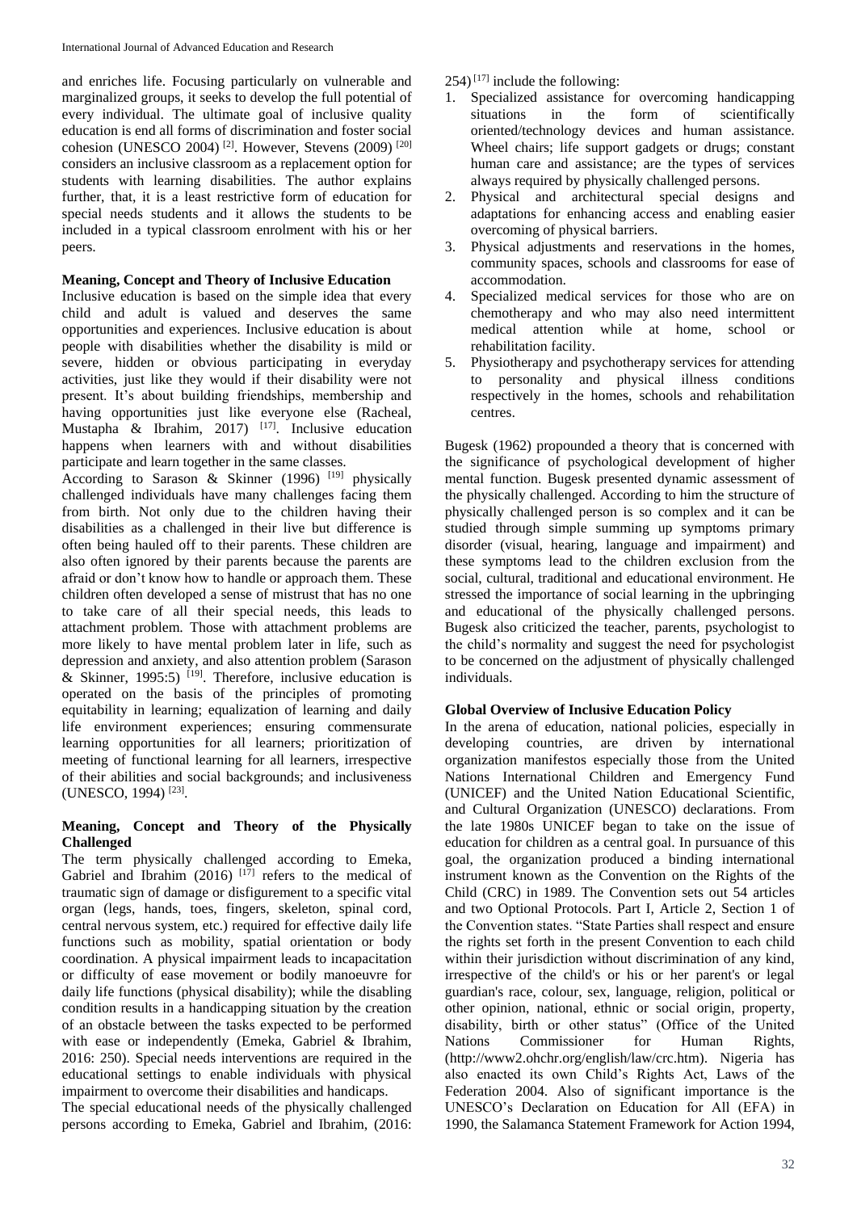and enriches life. Focusing particularly on vulnerable and marginalized groups, it seeks to develop the full potential of every individual. The ultimate goal of inclusive quality education is end all forms of discrimination and foster social cohesion (UNESCO 2004) [2]. However, Stevens (2009) [20] considers an inclusive classroom as a replacement option for students with learning disabilities. The author explains further, that, it is a least restrictive form of education for special needs students and it allows the students to be included in a typical classroom enrolment with his or her peers.

**Meaning, Concept and Theory of Inclusive Education**

Inclusive education is based on the simple idea that every child and adult is valued and deserves the same opportunities and experiences. Inclusive education is about people with disabilities whether the disability is mild or severe, hidden or obvious participating in everyday activities, just like they would if their disability were not present. It's about building friendships, membership and having opportunities just like everyone else (Racheal, Mustapha & Ibrahim, 2017) [17]. Inclusive education happens when learners with and without disabilities participate and learn together in the same classes.

According to Sarason & Skinner (1996) [19] physically challenged individuals have many challenges facing them from birth. Not only due to the children having their disabilities as a challenged in their live but difference is often being hauled off to their parents. These children are also often ignored by their parents because the parents are afraid or don't know how to handle or approach them. These children often developed a sense of mistrust that has no one to take care of all their special needs, this leads to attachment problem. Those with attachment problems are more likely to have mental problem later in life, such as depression and anxiety, and also attention problem (Sarason & Skinner, 1995:5) [19]. Therefore, inclusive education is operated on the basis of the principles of promoting equitability in learning; equalization of learning and daily life environment experiences; ensuring commensurate learning opportunities for all learners; prioritization of meeting of functional learning for all learners, irrespective of their abilities and social backgrounds; and inclusiveness (UNESCO, 1994) [23].

**Meaning, Concept and Theory of the Physically Challenged**

The term physically challenged according to Emeka, Gabriel and Ibrahim (2016) [17] refers to the medical of traumatic sign of damage or disfigurement to a specific vital organ (legs, hands, toes, fingers, skeleton, spinal cord, central nervous system, etc.) required for effective daily life functions such as mobility, spatial orientation or body coordination. A physical impairment leads to incapacitation or difficulty of ease movement or bodily manoeuvre for daily life functions (physical disability); while the disabling condition results in a handicapping situation by the creation of an obstacle between the tasks expected to be performed with ease or independently (Emeka, Gabriel & Ibrahim, 2016: 250). Special needs interventions are required in the educational settings to enable individuals with physical impairment to overcome their disabilities and handicaps.

The special educational needs of the physically challenged persons according to Emeka, Gabriel and Ibrahim, (2016: 254) [17] include the following:

1. Specialized assistance for overcoming handicapping situations in the form of scientifically oriented/technology devices and human assistance. Wheel chairs; life support gadgets or drugs; constant human care and assistance; are the types of services always required by physically challenged persons.
2. Physical and architectural special designs and adaptations for enhancing access and enabling easier overcoming of physical barriers.
3. Physical adjustments and reservations in the homes, community spaces, schools and classrooms for ease of accommodation.
4. Specialized medical services for those who are on chemotherapy and who may also need intermittent medical attention while at home, school or rehabilitation facility.
5. Physiotherapy and psychotherapy services for attending to personality and physical illness conditions respectively in the homes, schools and rehabilitation centres.

Bugesk (1962) propounded a theory that is concerned with the significance of psychological development of higher mental function. Bugesk presented dynamic assessment of the physically challenged. According to him the structure of physically challenged person is so complex and it can be studied through simple summing up symptoms primary disorder (visual, hearing, language and impairment) and these symptoms lead to the children exclusion from the social, cultural, traditional and educational environment. He stressed the importance of social learning in the upbringing and educational of the physically challenged persons. Bugesk also criticized the teacher, parents, psychologist to the child's normality and suggest the need for psychologist to be concerned on the adjustment of physically challenged individuals.

**Global Overview of Inclusive Education Policy**

In the arena of education, national policies, especially in developing countries, are driven by international organization manifestos especially those from the United Nations International Children and Emergency Fund (UNICEF) and the United Nation Educational Scientific, and Cultural Organization (UNESCO) declarations. From the late 1980s UNICEF began to take on the issue of education for children as a central goal. In pursuance of this goal, the organization produced a binding international instrument known as the Convention on the Rights of the Child (CRC) in 1989. The Convention sets out 54 articles and two Optional Protocols. Part I, Article 2, Section 1 of the Convention states. "State Parties shall respect and ensure the rights set forth in the present Convention to each child within their jurisdiction without discrimination of any kind, irrespective of the child's or his or her parent's or legal guardian's race, colour, sex, language, religion, political or other opinion, national, ethnic or social origin, property, disability, birth or other status" (Office of the United Nations Commissioner for Human Rights, (http://www2.ohchr.org/english/law/crc.htm). Nigeria has also enacted its own Child's Rights Act, Laws of the Federation 2004. Also of significant importance is the UNESCO's Declaration on Education for All (EFA) in 1990, the Salamanca Statement Framework for Action 1994,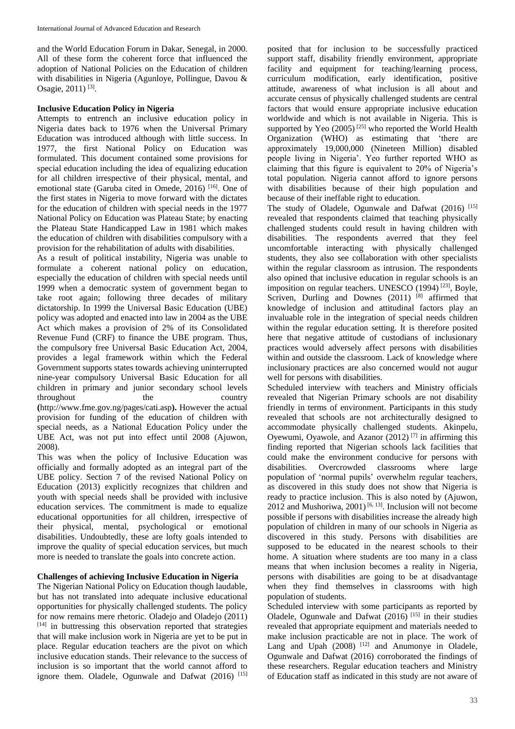and the World Education Forum in Dakar, Senegal, in 2000. All of these form the coherent force that influenced the adoption of National Policies on the Education of children with disabilities in Nigeria (Agunloye, Pollingue, Davou & Osagie, 2011) [3].

## Inclusive Education Policy in Nigeria

Attempts to entrench an inclusive education policy in Nigeria dates back to 1976 when the Universal Primary Education was introduced although with little success. In 1977, the first National Policy on Education was formulated. This document contained some provisions for special education including the idea of equalizing education for all children irrespective of their physical, mental, and emotional state (Garuba cited in Omede, 2016) [16]. One of the first states in Nigeria to move forward with the dictates for the education of children with special needs in the 1977 National Policy on Education was Plateau State; by enacting the Plateau State Handicapped Law in 1981 which makes the education of children with disabilities compulsory with a provision for the rehabilitation of adults with disabilities.

As a result of political instability, Nigeria was unable to formulate a coherent national policy on education, especially the education of children with special needs until 1999 when a democratic system of government began to take root again; following three decades of military dictatorship. In 1999 the Universal Basic Education (UBE) policy was adopted and enacted into law in 2004 as the UBE Act which makes a provision of 2% of its Consolidated Revenue Fund (CRF) to finance the UBE program. Thus, the compulsory free Universal Basic Education Act, 2004, provides a legal framework within which the Federal Government supports states towards achieving uninterrupted nine-year compulsory Universal Basic Education for all children in primary and junior secondary school levels throughout the country **(**http://www.fme.gov.ng/pages/cati.asp**).** However the actual provision for funding of the education of children with special needs, as a National Education Policy under the UBE Act, was not put into effect until 2008 (Ajuwon, 2008).

This was when the policy of Inclusive Education was officially and formally adopted as an integral part of the UBE policy. Section 7 of the revised National Policy on Education (2013) explicitly recognizes that children and youth with special needs shall be provided with inclusive education services. The commitment is made to equalize educational opportunities for all children, irrespective of their physical, mental, psychological or emotional disabilities. Undoubtedly, these are lofty goals intended to improve the quality of special education services, but much more is needed to translate the goals into concrete action.

## Challenges of achieving Inclusive Education in Nigeria

The Nigerian National Policy on Education though laudable, but has not translated into adequate inclusive educational opportunities for physically challenged students. The policy for now remains mere rhetoric. Oladejo and Oladejo (2011) [14] in buttressing this observation reported that strategies that will make inclusion work in Nigeria are yet to be put in place. Regular education teachers are the pivot on which inclusive education stands. Their relevance to the success of inclusion is so important that the world cannot afford to ignore them. Oladele, Ogunwale and Dafwat (2016) [15] posited that for inclusion to be successfully practiced support staff, disability friendly environment, appropriate facility and equipment for teaching/learning process, curriculum modification, early identification, positive attitude, awareness of what inclusion is all about and accurate census of physically challenged students are central factors that would ensure appropriate inclusive education worldwide and which is not available in Nigeria. This is supported by Yeo (2005) [25] who reported the World Health Organization (WHO) as estimating that 'there are approximately 19,000,000 (Nineteen Million) disabled people living in Nigeria'. Yeo further reported WHO as claiming that this figure is equivalent to 20% of Nigeria's total population. Nigeria cannot afford to ignore persons with disabilities because of their high population and because of their ineffable right to education.

The study of Oladele, Ogunwale and Dafwat (2016) [15] revealed that respondents claimed that teaching physically challenged students could result in having children with disabilities. The respondents averred that they feel uncomfortable interacting with physically challenged students, they also see collaboration with other specialists within the regular classroom as intrusion. The respondents also opined that inclusive education in regular schools is an imposition on regular teachers. UNESCO (1994) [23], Boyle, Scriven, Durling and Downes (2011) [8] affirmed that knowledge of inclusion and attitudinal factors play an invaluable role in the integration of special needs children within the regular education setting. It is therefore posited here that negative attitude of custodians of inclusionary practices would adversely affect persons with disabilities within and outside the classroom. Lack of knowledge where inclusionary practices are also concerned would not augur well for persons with disabilities.

Scheduled interview with teachers and Ministry officials revealed that Nigerian Primary schools are not disability friendly in terms of environment. Participants in this study revealed that schools are not architecturally designed to accommodate physically challenged students. Akinpelu, Oyewumi, Oyawole, and Azanor (2012) [7] in affirming this finding reported that Nigerian schools lack facilities that could make the environment conducive for persons with disabilities. Overcrowded classrooms where large population of 'normal pupils' overwhelm regular teachers, as discovered in this study does not show that Nigeria is ready to practice inclusion. This is also noted by (Ajuwon, 2012 and Mushoriwa, 2001) [6, 13]. Inclusion will not become possible if persons with disabilities increase the already high population of children in many of our schools in Nigeria as discovered in this study. Persons with disabilities are supposed to be educated in the nearest schools to their home. A situation where students are too many in a class means that when inclusion becomes a reality in Nigeria, persons with disabilities are going to be at disadvantage when they find themselves in classrooms with high population of students.

Scheduled interview with some participants as reported by Oladele, Ogunwale and Dafwat (2016) [15] in their studies revealed that appropriate equipment and materials needed to make inclusion practicable are not in place. The work of Lang and Upah (2008) [12] and Anumonye in Oladele, Ogunwale and Dafwat (2016) corroborated the findings of these researchers. Regular education teachers and Ministry of Education staff as indicated in this study are not aware of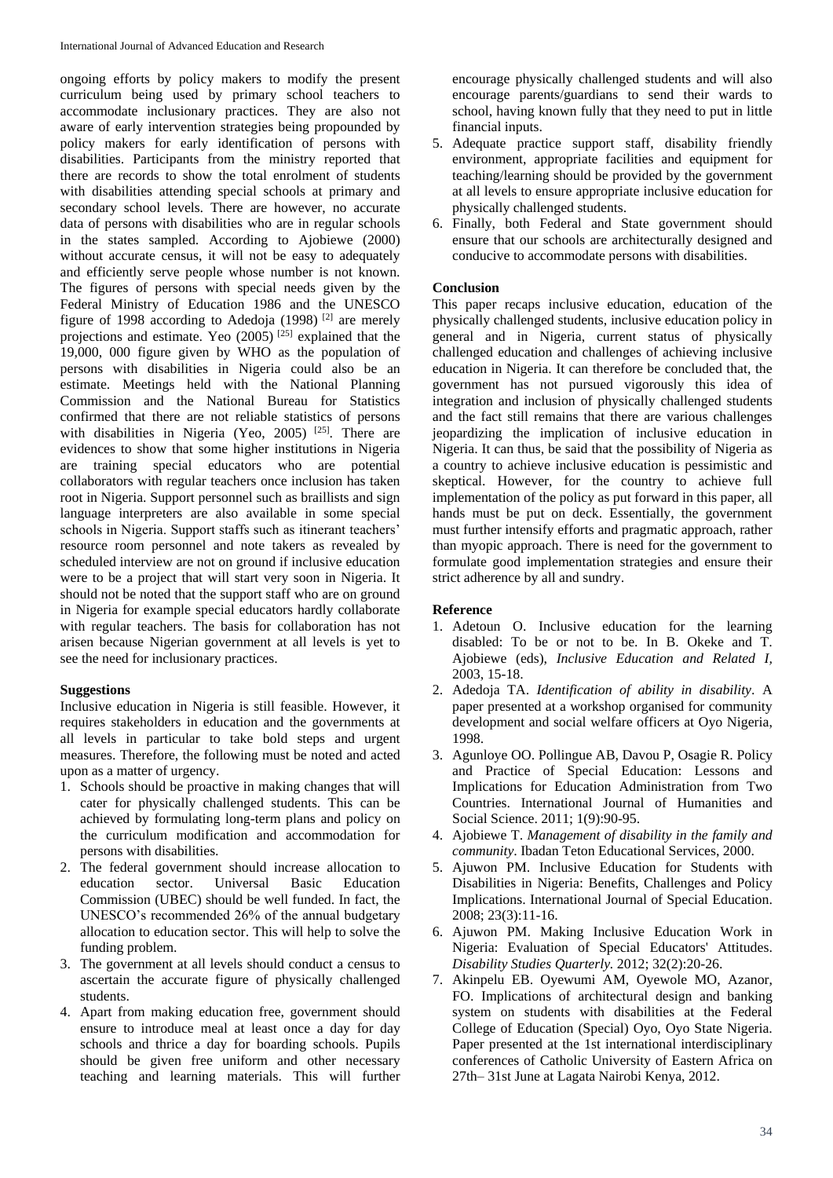ongoing efforts by policy makers to modify the present curriculum being used by primary school teachers to accommodate inclusionary practices. They are also not aware of early intervention strategies being propounded by policy makers for early identification of persons with disabilities. Participants from the ministry reported that there are records to show the total enrolment of students with disabilities attending special schools at primary and secondary school levels. There are however, no accurate data of persons with disabilities who are in regular schools in the states sampled. According to Ajobiewe (2000) without accurate census, it will not be easy to adequately and efficiently serve people whose number is not known. The figures of persons with special needs given by the Federal Ministry of Education 1986 and the UNESCO figure of 1998 according to Adedoja (1998) [2] are merely projections and estimate. Yeo (2005) [25] explained that the 19,000, 000 figure given by WHO as the population of persons with disabilities in Nigeria could also be an estimate. Meetings held with the National Planning Commission and the National Bureau for Statistics confirmed that there are not reliable statistics of persons with disabilities in Nigeria (Yeo, 2005) [25]. There are evidences to show that some higher institutions in Nigeria are training special educators who are potential collaborators with regular teachers once inclusion has taken root in Nigeria. Support personnel such as braillists and sign language interpreters are also available in some special schools in Nigeria. Support staffs such as itinerant teachers' resource room personnel and note takers as revealed by scheduled interview are not on ground if inclusive education were to be a project that will start very soon in Nigeria. It should not be noted that the support staff who are on ground in Nigeria for example special educators hardly collaborate with regular teachers. The basis for collaboration has not arisen because Nigerian government at all levels is yet to see the need for inclusionary practices.

**Suggestions**

Inclusive education in Nigeria is still feasible. However, it requires stakeholders in education and the governments at all levels in particular to take bold steps and urgent measures. Therefore, the following must be noted and acted upon as a matter of urgency.

1. Schools should be proactive in making changes that will cater for physically challenged students. This can be achieved by formulating long-term plans and policy on the curriculum modification and accommodation for persons with disabilities.
2. The federal government should increase allocation to education sector. Universal Basic Education Commission (UBEC) should be well funded. In fact, the UNESCO's recommended 26% of the annual budgetary allocation to education sector. This will help to solve the funding problem.
3. The government at all levels should conduct a census to ascertain the accurate figure of physically challenged students.
4. Apart from making education free, government should ensure to introduce meal at least once a day for day schools and thrice a day for boarding schools. Pupils should be given free uniform and other necessary teaching and learning materials. This will further encourage physically challenged students and will also encourage parents/guardians to send their wards to school, having known fully that they need to put in little financial inputs.
5. Adequate practice support staff, disability friendly environment, appropriate facilities and equipment for teaching/learning should be provided by the government at all levels to ensure appropriate inclusive education for physically challenged students.
6. Finally, both Federal and State government should ensure that our schools are architecturally designed and conducive to accommodate persons with disabilities.

**Conclusion**

This paper recaps inclusive education, education of the physically challenged students, inclusive education policy in general and in Nigeria, current status of physically challenged education and challenges of achieving inclusive education in Nigeria. It can therefore be concluded that, the government has not pursued vigorously this idea of integration and inclusion of physically challenged students and the fact still remains that there are various challenges jeopardizing the implication of inclusive education in Nigeria. It can thus, be said that the possibility of Nigeria as a country to achieve inclusive education is pessimistic and skeptical. However, for the country to achieve full implementation of the policy as put forward in this paper, all hands must be put on deck. Essentially, the government must further intensify efforts and pragmatic approach, rather than myopic approach. There is need for the government to formulate good implementation strategies and ensure their strict adherence by all and sundry.

**Reference**

1. Adetoun O. Inclusive education for the learning disabled: To be or not to be. In B. Okeke and T. Ajobiewe (eds), *Inclusive Education and Related I,* 2003, 15-18.
2. Adedoja TA. *Identification of ability in disability*. A paper presented at a workshop organised for community development and social welfare officers at Oyo Nigeria, 1998.
3. Agunloye OO. Pollingue AB, Davou P, Osagie R. Policy and Practice of Special Education: Lessons and Implications for Education Administration from Two Countries. International Journal of Humanities and Social Science. 2011; 1(9):90-95.
4. Ajobiewe T. *Management of disability in the family and community*. Ibadan Teton Educational Services, 2000.
5. Ajuwon PM. Inclusive Education for Students with Disabilities in Nigeria: Benefits, Challenges and Policy Implications. International Journal of Special Education. 2008; 23(3):11-16.
6. Ajuwon PM. Making Inclusive Education Work in Nigeria: Evaluation of Special Educators' Attitudes. *Disability Studies Quarterly.* 2012; 32(2):20-26.
7. Akinpelu EB. Oyewumi AM, Oyewole MO, Azanor, FO. Implications of architectural design and banking system on students with disabilities at the Federal College of Education (Special) Oyo, Oyo State Nigeria. Paper presented at the 1st international interdisciplinary conferences of Catholic University of Eastern Africa on 27th– 31st June at Lagata Nairobi Kenya, 2012.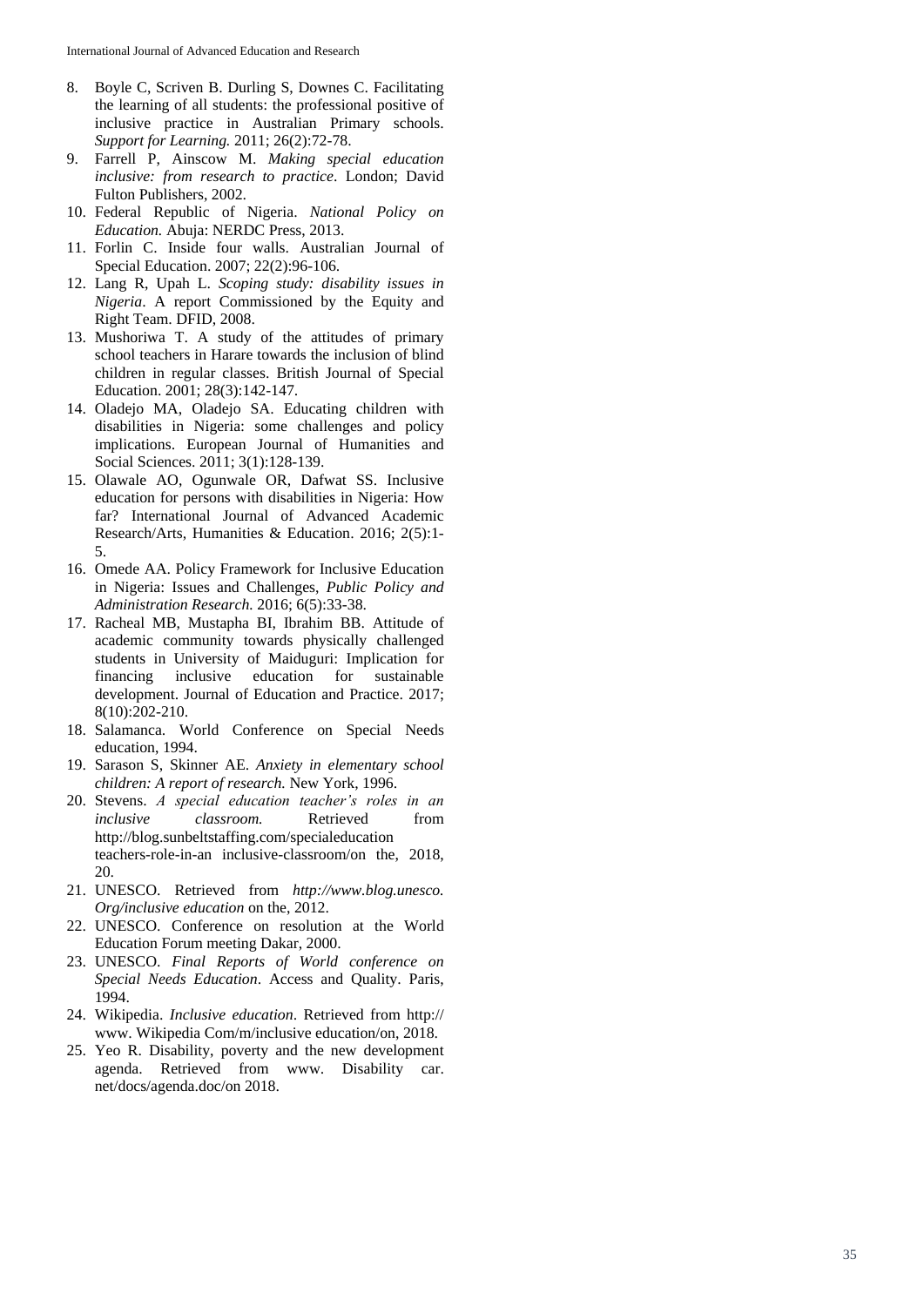8. Boyle C, Scriven B. Durling S, Downes C. Facilitating the learning of all students: the professional positive of inclusive practice in Australian Primary schools. *Support for Learning.* 2011; 26(2):72-78.
9. Farrell P, Ainscow M. *Making special education inclusive: from research to practice*. London; David Fulton Publishers, 2002.
10. Federal Republic of Nigeria. *National Policy on Education.* Abuja: NERDC Press, 2013.
11. Forlin C. Inside four walls. Australian Journal of Special Education. 2007; 22(2):96-106.
12. Lang R, Upah L. *Scoping study: disability issues in Nigeria*. A report Commissioned by the Equity and Right Team. DFID, 2008.
13. Mushoriwa T. A study of the attitudes of primary school teachers in Harare towards the inclusion of blind children in regular classes. British Journal of Special Education. 2001; 28(3):142-147.
14. Oladejo MA, Oladejo SA. Educating children with disabilities in Nigeria: some challenges and policy implications. European Journal of Humanities and Social Sciences. 2011; 3(1):128-139.
15. Olawale AO, Ogunwale OR, Dafwat SS. Inclusive education for persons with disabilities in Nigeria: How far? International Journal of Advanced Academic Research/Arts, Humanities & Education. 2016; 2(5):1-5.
16. Omede AA. Policy Framework for Inclusive Education in Nigeria: Issues and Challenges, *Public Policy and Administration Research.* 2016; 6(5):33-38.
17. Racheal MB, Mustapha BI, Ibrahim BB. Attitude of academic community towards physically challenged students in University of Maiduguri: Implication for financing inclusive education for sustainable development. Journal of Education and Practice. 2017; 8(10):202-210.
18. Salamanca. World Conference on Special Needs education, 1994.
19. Sarason S, Skinner AE. *Anxiety in elementary school children: A report of research.* New York, 1996.
20. Stevens. *A special education teacher's roles in an inclusive classroom.* Retrieved from http://blog.sunbeltstaffing.com/specialeducation teachers-role-in-an inclusive-classroom/on the, 2018, 20.
21. UNESCO. Retrieved from *http://www.blog.unesco. Org/inclusive education* on the, 2012.
22. UNESCO. Conference on resolution at the World Education Forum meeting Dakar, 2000.
23. UNESCO. *Final Reports of World conference on Special Needs Education*. Access and Quality. Paris, 1994.
24. Wikipedia. *Inclusive education*. Retrieved from http:// www. Wikipedia Com/m/inclusive education/on, 2018.
25. Yeo R. Disability, poverty and the new development agenda. Retrieved from www. Disability car. net/docs/agenda.doc/on 2018.